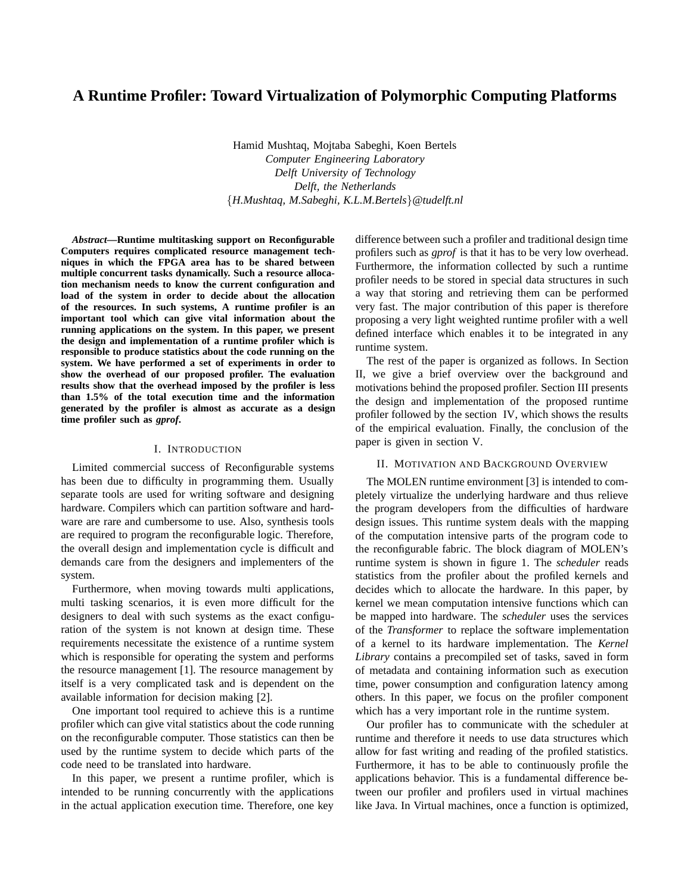# A Runtime Profiler: Toward Virtualization of Polymorphic Computing Platforms

Hamid Mushtaq, Mojtaba Sabeghi, Koen Bertels
*Computer Engineering Laboratory*
*Delft University of Technology*
*Delft, the Netherlands*
{*H.Mushtaq, M.Sabeghi, K.L.M.Bertels*}*@tudelft.nl*

***Abstract*—Runtime multitasking support on Reconfigurable Computers requires complicated resource management techniques in which the FPGA area has to be shared between multiple concurrent tasks dynamically. Such a resource allocation mechanism needs to know the current configuration and load of the system in order to decide about the allocation of the resources. In such systems, A runtime profiler is an important tool which can give vital information about the running applications on the system. In this paper, we present the design and implementation of a runtime profiler which is responsible to produce statistics about the code running on the system. We have performed a set of experiments in order to show the overhead of our proposed profiler. The evaluation results show that the overhead imposed by the profiler is less than 1.5% of the total execution time and the information generated by the profiler is almost as accurate as a design time profiler such as *gprof*.**

## I. Introduction

Limited commercial success of Reconfigurable systems has been due to difficulty in programming them. Usually separate tools are used for writing software and designing hardware. Compilers which can partition software and hardware are rare and cumbersome to use. Also, synthesis tools are required to program the reconfigurable logic. Therefore, the overall design and implementation cycle is difficult and demands care from the designers and implementers of the system.

Furthermore, when moving towards multi applications, multi tasking scenarios, it is even more difficult for the designers to deal with such systems as the exact configuration of the system is not known at design time. These requirements necessitate the existence of a runtime system which is responsible for operating the system and performs the resource management [1]. The resource management by itself is a very complicated task and is dependent on the available information for decision making [2].

One important tool required to achieve this is a runtime profiler which can give vital statistics about the code running on the reconfigurable computer. Those statistics can then be used by the runtime system to decide which parts of the code need to be translated into hardware.

In this paper, we present a runtime profiler, which is intended to be running concurrently with the applications in the actual application execution time. Therefore, one key difference between such a profiler and traditional design time profilers such as *gprof* is that it has to be very low overhead. Furthermore, the information collected by such a runtime profiler needs to be stored in special data structures in such a way that storing and retrieving them can be performed very fast. The major contribution of this paper is therefore proposing a very light weighted runtime profiler with a well defined interface which enables it to be integrated in any runtime system.

The rest of the paper is organized as follows. In Section II, we give a brief overview over the background and motivations behind the proposed profiler. Section III presents the design and implementation of the proposed runtime profiler followed by the section IV, which shows the results of the empirical evaluation. Finally, the conclusion of the paper is given in section V.

## II. Motivation and Background Overview

The MOLEN runtime environment [3] is intended to completely virtualize the underlying hardware and thus relieve the program developers from the difficulties of hardware design issues. This runtime system deals with the mapping of the computation intensive parts of the program code to the reconfigurable fabric. The block diagram of MOLEN's runtime system is shown in figure 1. The *scheduler* reads statistics from the profiler about the profiled kernels and decides which to allocate the hardware. In this paper, by kernel we mean computation intensive functions which can be mapped into hardware. The *scheduler* uses the services of the *Transformer* to replace the software implementation of a kernel to its hardware implementation. The *Kernel Library* contains a precompiled set of tasks, saved in form of metadata and containing information such as execution time, power consumption and configuration latency among others. In this paper, we focus on the profiler component which has a very important role in the runtime system.

Our profiler has to communicate with the scheduler at runtime and therefore it needs to use data structures which allow for fast writing and reading of the profiled statistics. Furthermore, it has to be able to continuously profile the applications behavior. This is a fundamental difference between our profiler and profilers used in virtual machines like Java. In Virtual machines, once a function is optimized,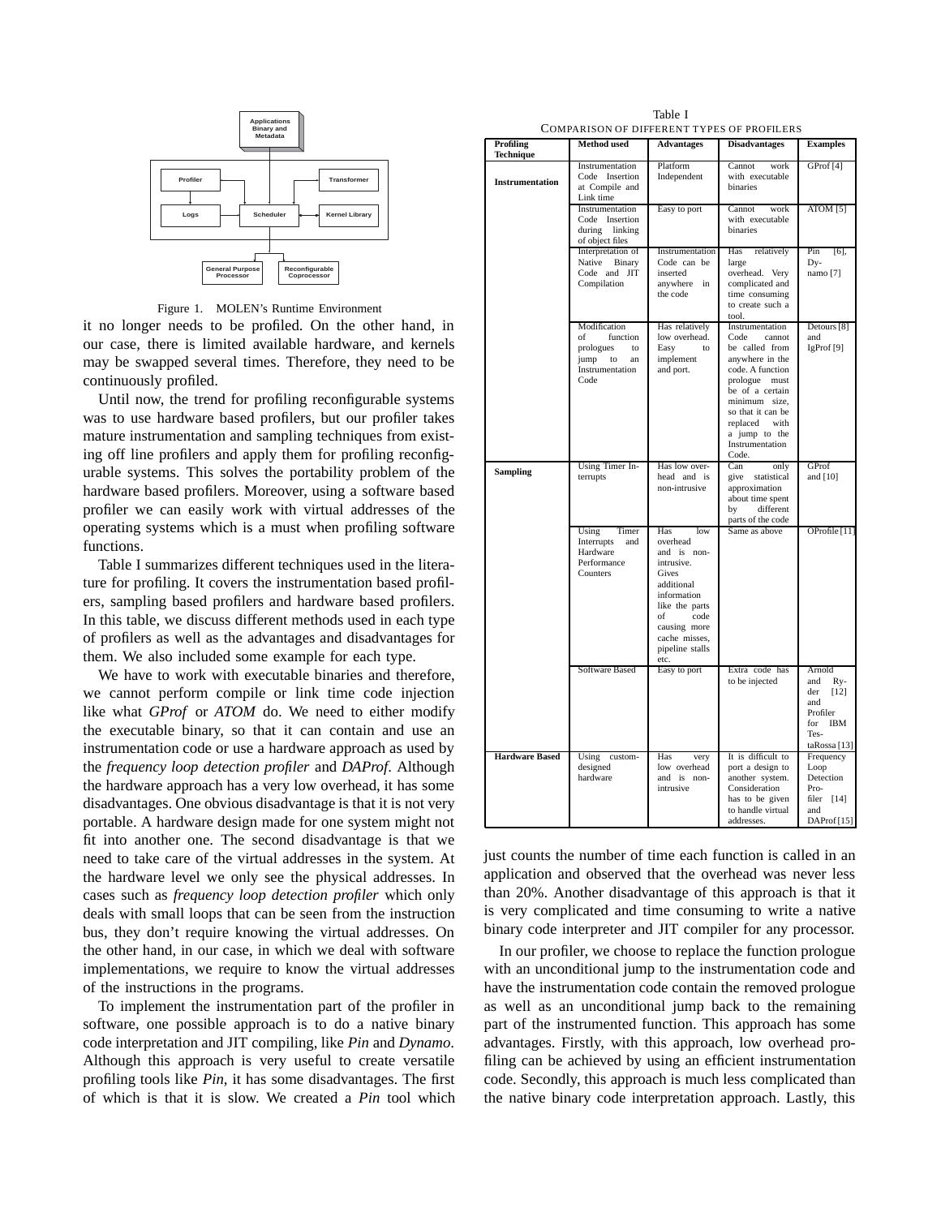Applications Binary and Metadata

Profiler

Transformer

Logs

Scheduler

Kernel Library

General Purpose Processor

Reconfigurable Coprocessor

Figure 1. MOLEN's Runtime Environment

it no longer needs to be profiled. On the other hand, in our case, there is limited available hardware, and kernels may be swapped several times. Therefore, they need to be continuously profiled.

Until now, the trend for profiling reconfigurable systems was to use hardware based profilers, but our profiler takes mature instrumentation and sampling techniques from existing off line profilers and apply them for profiling reconfigurable systems. This solves the portability problem of the hardware based profilers. Moreover, using a software based profiler we can easily work with virtual addresses of the operating systems which is a must when profiling software functions.

Table I summarizes different techniques used in the literature for profiling. It covers the instrumentation based profilers, sampling based profilers and hardware based profilers. In this table, we discuss different methods used in each type of profilers as well as the advantages and disadvantages for them. We also included some example for each type.

We have to work with executable binaries and therefore, we cannot perform compile or link time code injection like what *GProf* or *ATOM* do. We need to either modify the executable binary, so that it can contain and use an instrumentation code or use a hardware approach as used by the *frequency loop detection profiler* and *DAProf*. Although the hardware approach has a very low overhead, it has some disadvantages. One obvious disadvantage is that it is not very portable. A hardware design made for one system might not fit into another one. The second disadvantage is that we need to take care of the virtual addresses in the system. At the hardware level we only see the physical addresses. In cases such as *frequency loop detection profiler* which only deals with small loops that can be seen from the instruction bus, they don't require knowing the virtual addresses. On the other hand, in our case, in which we deal with software implementations, we require to know the virtual addresses of the instructions in the programs.

To implement the instrumentation part of the profiler in software, one possible approach is to do a native binary code interpretation and JIT compiling, like *Pin* and *Dynamo*. Although this approach is very useful to create versatile profiling tools like *Pin*, it has some disadvantages. The first of which is that it is slow. We created a *Pin* tool which just counts the number of time each function is called in an application and observed that the overhead was never less than 20%. Another disadvantage of this approach is that it is very complicated and time consuming to write a native binary code interpreter and JIT compiler for any processor.

In our profiler, we choose to replace the function prologue with an unconditional jump to the instrumentation code and have the instrumentation code contain the removed prologue as well as an unconditional jump back to the remaining part of the instrumented function. This approach has some advantages. Firstly, with this approach, low overhead profiling can be achieved by using an efficient instrumentation code. Secondly, this approach is much less complicated than the native binary code interpretation approach. Lastly, this

Table I
COMPARISON OF DIFFERENT TYPES OF PROFILERS

| Profiling Technique | Method used | Advantages | Disadvantages | Examples |
|---|---|---|---|---|
| **Instrumentation** | Instrumentation Code Insertion at Compile and Link time | Platform Independent | Cannot work with executable binaries | GProf [4] |
| | Instrumentation Code Insertion during linking of object files | Easy to port | Cannot work with executable binaries | ATOM [5] |
| | Interpretation of Native Binary Code and JIT Compilation | Instrumentation Code can be inserted anywhere in the code | Has relatively large overhead. Very complicated and time consuming to create such a tool. | Pin [6], Dynamo [7] |
| | Modification of function prologues to jump to an Instrumentation Code | Has relatively low overhead. Easy to implement and port. | Instrumentation Code cannot be called from anywhere in the code. A function prologue must be of a certain minimum size, so that it can be replaced with a jump to the Instrumentation Code. | Detours [8] and IgProf [9] |
| **Sampling** | Using Timer Interrupts | Has low overhead and is non-intrusive | Can only give statistical approximation about time spent by different parts of the code | GProf and [10] |
| | Using Timer Interrupts and Hardware Performance Counters | Has low overhead and is non-intrusive. Gives additional information like the parts of code causing more cache misses, pipeline stalls etc. | Same as above | OProfile [11] |
| | Software Based | Easy to port | Extra code has to be injected | Arnold and Ryder [12] and Profiler for IBM TestaRossa [13] |
| **Hardware Based** | Using custom-designed hardware | Has very low overhead and is non-intrusive | It is difficult to port a design to another system. Consideration has to be given to handle virtual addresses. | Frequency Loop Detection Profiler [14] and DAProf [15] |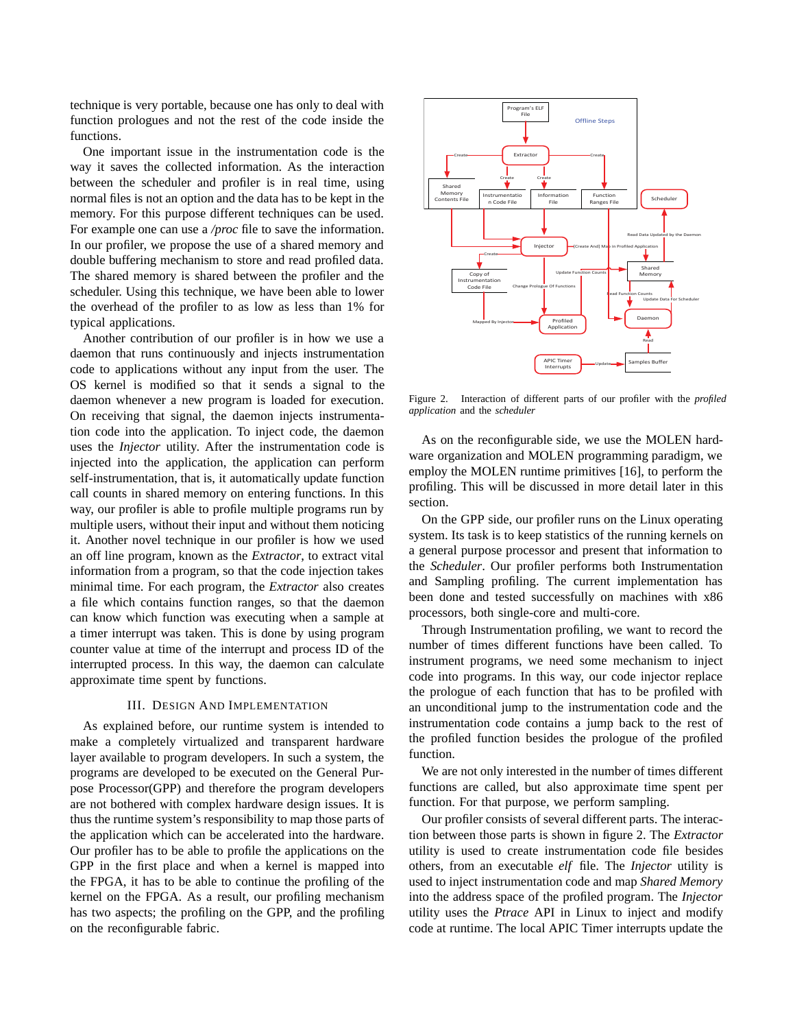technique is very portable, because one has only to deal with function prologues and not the rest of the code inside the functions.

One important issue in the instrumentation code is the way it saves the collected information. As the interaction between the scheduler and profiler is in real time, using normal files is not an option and the data has to be kept in the memory. For this purpose different techniques can be used. For example one can use a */proc* file to save the information. In our profiler, we propose the use of a shared memory and double buffering mechanism to store and read profiled data. The shared memory is shared between the profiler and the scheduler. Using this technique, we have been able to lower the overhead of the profiler to as low as less than 1% for typical applications.

Another contribution of our profiler is in how we use a daemon that runs continuously and injects instrumentation code to applications without any input from the user. The OS kernel is modified so that it sends a signal to the daemon whenever a new program is loaded for execution. On receiving that signal, the daemon injects instrumentation code into the application. To inject code, the daemon uses the *Injector* utility. After the instrumentation code is injected into the application, the application can perform self-instrumentation, that is, it automatically update function call counts in shared memory on entering functions. In this way, our profiler is able to profile multiple programs run by multiple users, without their input and without them noticing it. Another novel technique in our profiler is how we used an off line program, known as the *Extractor*, to extract vital information from a program, so that the code injection takes minimal time. For each program, the *Extractor* also creates a file which contains function ranges, so that the daemon can know which function was executing when a sample at a timer interrupt was taken. This is done by using program counter value at time of the interrupt and process ID of the interrupted process. In this way, the daemon can calculate approximate time spent by functions.

## III. Design And Implementation

As explained before, our runtime system is intended to make a completely virtualized and transparent hardware layer available to program developers. In such a system, the programs are developed to be executed on the General Purpose Processor(GPP) and therefore the program developers are not bothered with complex hardware design issues. It is thus the runtime system's responsibility to map those parts of the application which can be accelerated into the hardware. Our profiler has to be able to profile the applications on the GPP in the first place and when a kernel is mapped into the FPGA, it has to be able to continue the profiling of the kernel on the FPGA. As a result, our profiling mechanism has two aspects; the profiling on the GPP, and the profiling on the reconfigurable fabric.

Figure 2. Interaction of different parts of our profiler with the *profiled application* and the *scheduler*

As on the reconfigurable side, we use the MOLEN hardware organization and MOLEN programming paradigm, we employ the MOLEN runtime primitives [16], to perform the profiling. This will be discussed in more detail later in this section.

On the GPP side, our profiler runs on the Linux operating system. Its task is to keep statistics of the running kernels on a general purpose processor and present that information to the *Scheduler*. Our profiler performs both Instrumentation and Sampling profiling. The current implementation has been done and tested successfully on machines with x86 processors, both single-core and multi-core.

Through Instrumentation profiling, we want to record the number of times different functions have been called. To instrument programs, we need some mechanism to inject code into programs. In this way, our code injector replace the prologue of each function that has to be profiled with an unconditional jump to the instrumentation code and the instrumentation code contains a jump back to the rest of the profiled function besides the prologue of the profiled function.

We are not only interested in the number of times different functions are called, but also approximate time spent per function. For that purpose, we perform sampling.

Our profiler consists of several different parts. The interaction between those parts is shown in figure 2. The *Extractor* utility is used to create instrumentation code file besides others, from an executable *elf* file. The *Injector* utility is used to inject instrumentation code and map *Shared Memory* into the address space of the profiled program. The *Injector* utility uses the *Ptrace* API in Linux to inject and modify code at runtime. The local APIC Timer interrupts update the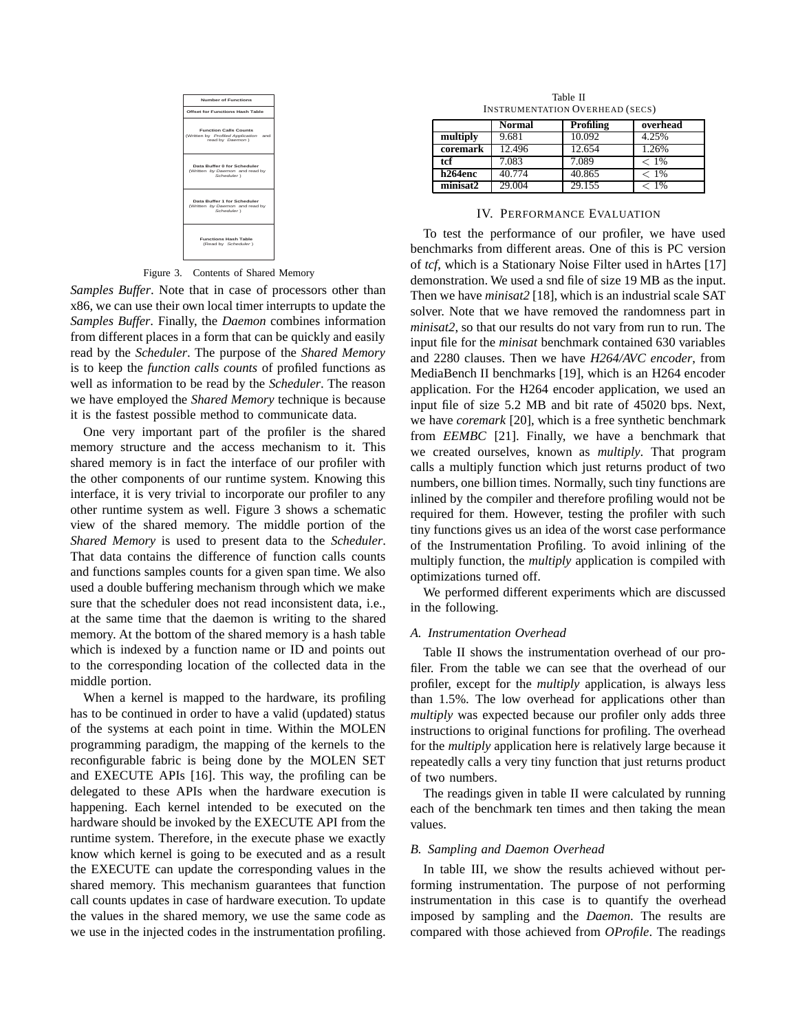Number of Functions

Offset for Functions Hash Table

Function Calls Counts
(Written by *Profiled Application* and read by *Daemon* )

Data Buffer 0 for Scheduler
(Written by *Daemon* and read by *Scheduler* )

Data Buffer 1 for Scheduler
(Written by *Daemon* and read by *Scheduler* )

Functions Hash Table
(Read by *Scheduler* )

Figure 3. Contents of Shared Memory

*Samples Buffer*. Note that in case of processors other than x86, we can use their own local timer interrupts to update the *Samples Buffer*. Finally, the *Daemon* combines information from different places in a form that can be quickly and easily read by the *Scheduler*. The purpose of the *Shared Memory* is to keep the *function calls counts* of profiled functions as well as information to be read by the *Scheduler*. The reason we have employed the *Shared Memory* technique is because it is the fastest possible method to communicate data.

One very important part of the profiler is the shared memory structure and the access mechanism to it. This shared memory is in fact the interface of our profiler with the other components of our runtime system. Knowing this interface, it is very trivial to incorporate our profiler to any other runtime system as well. Figure 3 shows a schematic view of the shared memory. The middle portion of the *Shared Memory* is used to present data to the *Scheduler*. That data contains the difference of function calls counts and functions samples counts for a given span time. We also used a double buffering mechanism through which we make sure that the scheduler does not read inconsistent data, i.e., at the same time that the daemon is writing to the shared memory. At the bottom of the shared memory is a hash table which is indexed by a function name or ID and points out to the corresponding location of the collected data in the middle portion.

When a kernel is mapped to the hardware, its profiling has to be continued in order to have a valid (updated) status of the systems at each point in time. Within the MOLEN programming paradigm, the mapping of the kernels to the reconfigurable fabric is being done by the MOLEN SET and EXECUTE APIs [16]. This way, the profiling can be delegated to these APIs when the hardware execution is happening. Each kernel intended to be executed on the hardware should be invoked by the EXECUTE API from the runtime system. Therefore, in the execute phase we exactly know which kernel is going to be executed and as a result the EXECUTE can update the corresponding values in the shared memory. This mechanism guarantees that function call counts updates in case of hardware execution. To update the values in the shared memory, we use the same code as we use in the injected codes in the instrumentation profiling.

Table II
INSTRUMENTATION OVERHEAD (SECS)

| | Normal | Profiling | overhead |
|---|---|---|---|
| **multiply** | 9.681 | 10.092 | 4.25% |
| **coremark** | 12.496 | 12.654 | 1.26% |
| **tcf** | 7.083 | 7.089 | $< 1\%$ |
| **h264enc** | 40.774 | 40.865 | $< 1\%$ |
| **minisat2** | 29.004 | 29.155 | $< 1\%$ |

## IV. PERFORMANCE EVALUATION

To test the performance of our profiler, we have used benchmarks from different areas. One of this is PC version of *tcf*, which is a Stationary Noise Filter used in hArtes [17] demonstration. We used a snd file of size 19 MB as the input. Then we have *minisat2* [18], which is an industrial scale SAT solver. Note that we have removed the randomness part in *minisat2*, so that our results do not vary from run to run. The input file for the *minisat* benchmark contained 630 variables and 2280 clauses. Then we have *H264/AVC encoder*, from MediaBench II benchmarks [19], which is an H264 encoder application. For the H264 encoder application, we used an input file of size 5.2 MB and bit rate of 45020 bps. Next, we have *coremark* [20], which is a free synthetic benchmark from *EEMBC* [21]. Finally, we have a benchmark that we created ourselves, known as *multiply*. That program calls a multiply function which just returns product of two numbers, one billion times. Normally, such tiny functions are inlined by the compiler and therefore profiling would not be required for them. However, testing the profiler with such tiny functions gives us an idea of the worst case performance of the Instrumentation Profiling. To avoid inlining of the multiply function, the *multiply* application is compiled with optimizations turned off.

We performed different experiments which are discussed in the following.

### A. Instrumentation Overhead

Table II shows the instrumentation overhead of our profiler. From the table we can see that the overhead of our profiler, except for the *multiply* application, is always less than 1.5%. The low overhead for applications other than *multiply* was expected because our profiler only adds three instructions to original functions for profiling. The overhead for the *multiply* application here is relatively large because it repeatedly calls a very tiny function that just returns product of two numbers.

The readings given in table II were calculated by running each of the benchmark ten times and then taking the mean values.

### B. Sampling and Daemon Overhead

In table III, we show the results achieved without performing instrumentation. The purpose of not performing instrumentation in this case is to quantify the overhead imposed by sampling and the *Daemon*. The results are compared with those achieved from *OProfile*. The readings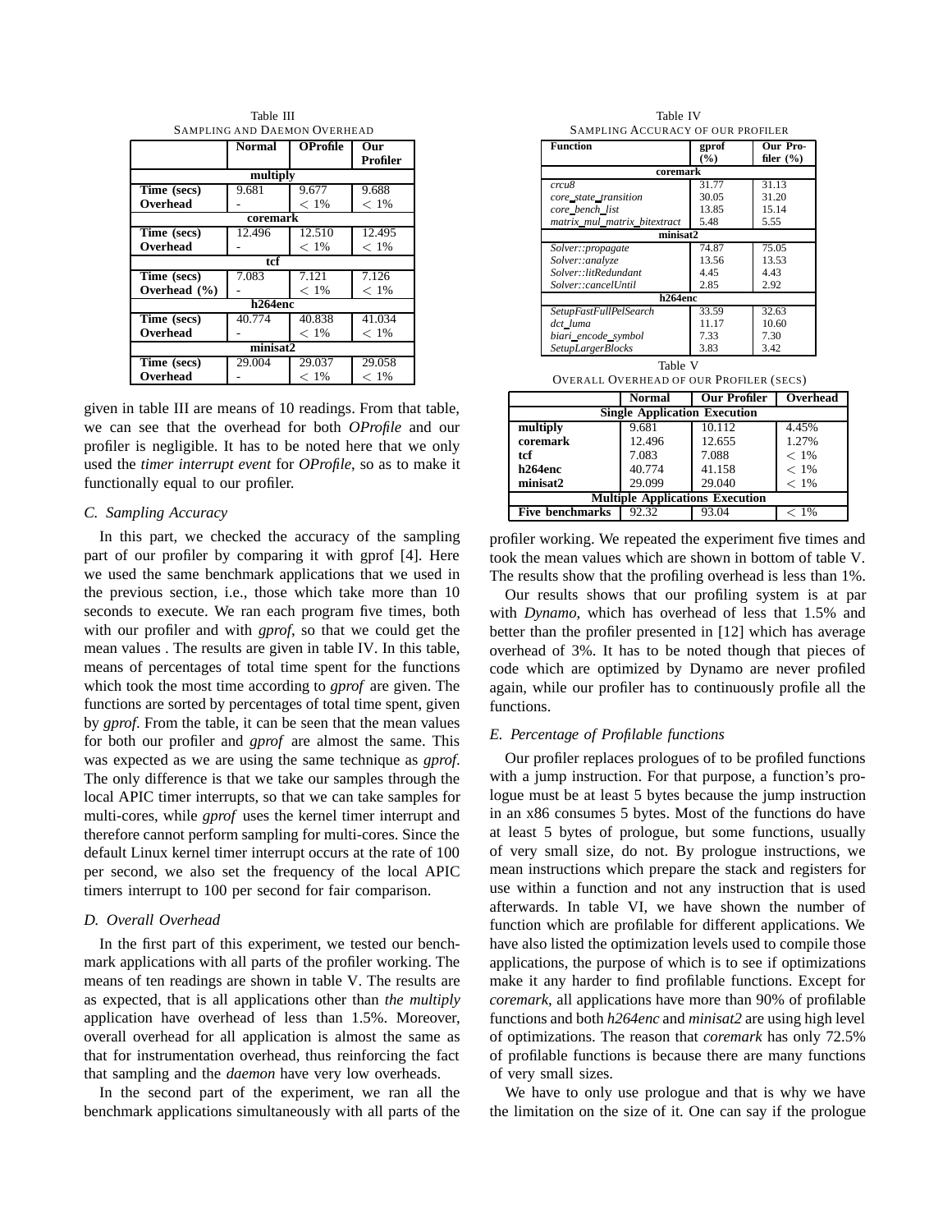Table III
SAMPLING AND DAEMON OVERHEAD

| | Normal | OProfile | Our Profiler |
|---|---|---|---|
| **multiply** | | | |
| **Time (secs)** | 9.681 | 9.677 | 9.688 |
| **Overhead** | - | $< 1\%$ | $< 1\%$ |
| **coremark** | | | |
| **Time (secs)** | 12.496 | 12.510 | 12.495 |
| **Overhead** | - | $< 1\%$ | $< 1\%$ |
| **tcf** | | | |
| **Time (secs)** | 7.083 | 7.121 | 7.126 |
| **Overhead (%)** | - | $< 1\%$ | $< 1\%$ |
| **h264enc** | | | |
| **Time (secs)** | 40.774 | 40.838 | 41.034 |
| **Overhead** | - | $< 1\%$ | $< 1\%$ |
| **minisat2** | | | |
| **Time (secs)** | 29.004 | 29.037 | 29.058 |
| **Overhead** | - | $< 1\%$ | $< 1\%$ |

given in table III are means of 10 readings. From that table, we can see that the overhead for both *OProfile* and our profiler is negligible. It has to be noted here that we only used the *timer interrupt event* for *OProfile*, so as to make it functionally equal to our profiler.

### C. Sampling Accuracy

In this part, we checked the accuracy of the sampling part of our profiler by comparing it with gprof [4]. Here we used the same benchmark applications that we used in the previous section, i.e., those which take more than 10 seconds to execute. We ran each program five times, both with our profiler and with *gprof*, so that we could get the mean values . The results are given in table IV. In this table, means of percentages of total time spent for the functions which took the most time according to *gprof* are given. The functions are sorted by percentages of total time spent, given by *gprof*. From the table, it can be seen that the mean values for both our profiler and *gprof* are almost the same. This was expected as we are using the same technique as *gprof*. The only difference is that we take our samples through the local APIC timer interrupts, so that we can take samples for multi-cores, while *gprof* uses the kernel timer interrupt and therefore cannot perform sampling for multi-cores. Since the default Linux kernel timer interrupt occurs at the rate of 100 per second, we also set the frequency of the local APIC timers interrupt to 100 per second for fair comparison.

### D. Overall Overhead

In the first part of this experiment, we tested our benchmark applications with all parts of the profiler working. The means of ten readings are shown in table V. The results are as expected, that is all applications other than *the multiply* application have overhead of less than 1.5%. Moreover, overall overhead for all application is almost the same as that for instrumentation overhead, thus reinforcing the fact that sampling and the *daemon* have very low overheads.

In the second part of the experiment, we ran all the benchmark applications simultaneously with all parts of the profiler working. We repeated the experiment five times and took the mean values which are shown in bottom of table V. The results show that the profiling overhead is less than 1%.

Table IV
SAMPLING ACCURACY OF OUR PROFILER

| Function | gprof (%) | Our Profiler (%) |
|---|---|---|
| **coremark** | | |
| *crcu8* | 31.77 | 31.13 |
| *core_state_transition* | 30.05 | 31.20 |
| *core_bench_list* | 13.85 | 15.14 |
| *matrix_mul_matrix_bitextract* | 5.48 | 5.55 |
| **minisat2** | | |
| *Solver::propagate* | 74.87 | 75.05 |
| *Solver::analyze* | 13.56 | 13.53 |
| *Solver::litRedundant* | 4.45 | 4.43 |
| *Solver::cancelUntil* | 2.85 | 2.92 |
| **h264enc** | | |
| *SetupFastFullPelSearch* | 33.59 | 32.63 |
| *dct_luma* | 11.17 | 10.60 |
| *biari_encode_symbol* | 7.33 | 7.30 |
| *SetupLargerBlocks* | 3.83 | 3.42 |

Table V
OVERALL OVERHEAD OF OUR PROFILER (SECS)

| | Normal | Our Profiler | Overhead |
|---|---|---|---|
| **Single Application Execution** | | | |
| **multiply** | 9.681 | 10.112 | 4.45% |
| **coremark** | 12.496 | 12.655 | 1.27% |
| **tcf** | 7.083 | 7.088 | $< 1\%$ |
| **h264enc** | 40.774 | 41.158 | $< 1\%$ |
| **minisat2** | 29.099 | 29.040 | $< 1\%$ |
| **Multiple Applications Execution** | | | |
| **Five benchmarks** | 92.32 | 93.04 | $< 1\%$ |

Our results shows that our profiling system is at par with *Dynamo*, which has overhead of less that 1.5% and better than the profiler presented in [12] which has average overhead of 3%. It has to be noted though that pieces of code which are optimized by Dynamo are never profiled again, while our profiler has to continuously profile all the functions.

### E. Percentage of Profilable functions

Our profiler replaces prologues of to be profiled functions with a jump instruction. For that purpose, a function's prologue must be at least 5 bytes because the jump instruction in an x86 consumes 5 bytes. Most of the functions do have at least 5 bytes of prologue, but some functions, usually of very small size, do not. By prologue instructions, we mean instructions which prepare the stack and registers for use within a function and not any instruction that is used afterwards. In table VI, we have shown the number of function which are profilable for different applications. We have also listed the optimization levels used to compile those applications, the purpose of which is to see if optimizations make it any harder to find profilable functions. Except for *coremark*, all applications have more than 90% of profilable functions and both *h264enc* and *minisat2* are using high level of optimizations. The reason that *coremark* has only 72.5% of profilable functions is because there are many functions of very small sizes.

We have to only use prologue and that is why we have the limitation on the size of it. One can say if the prologue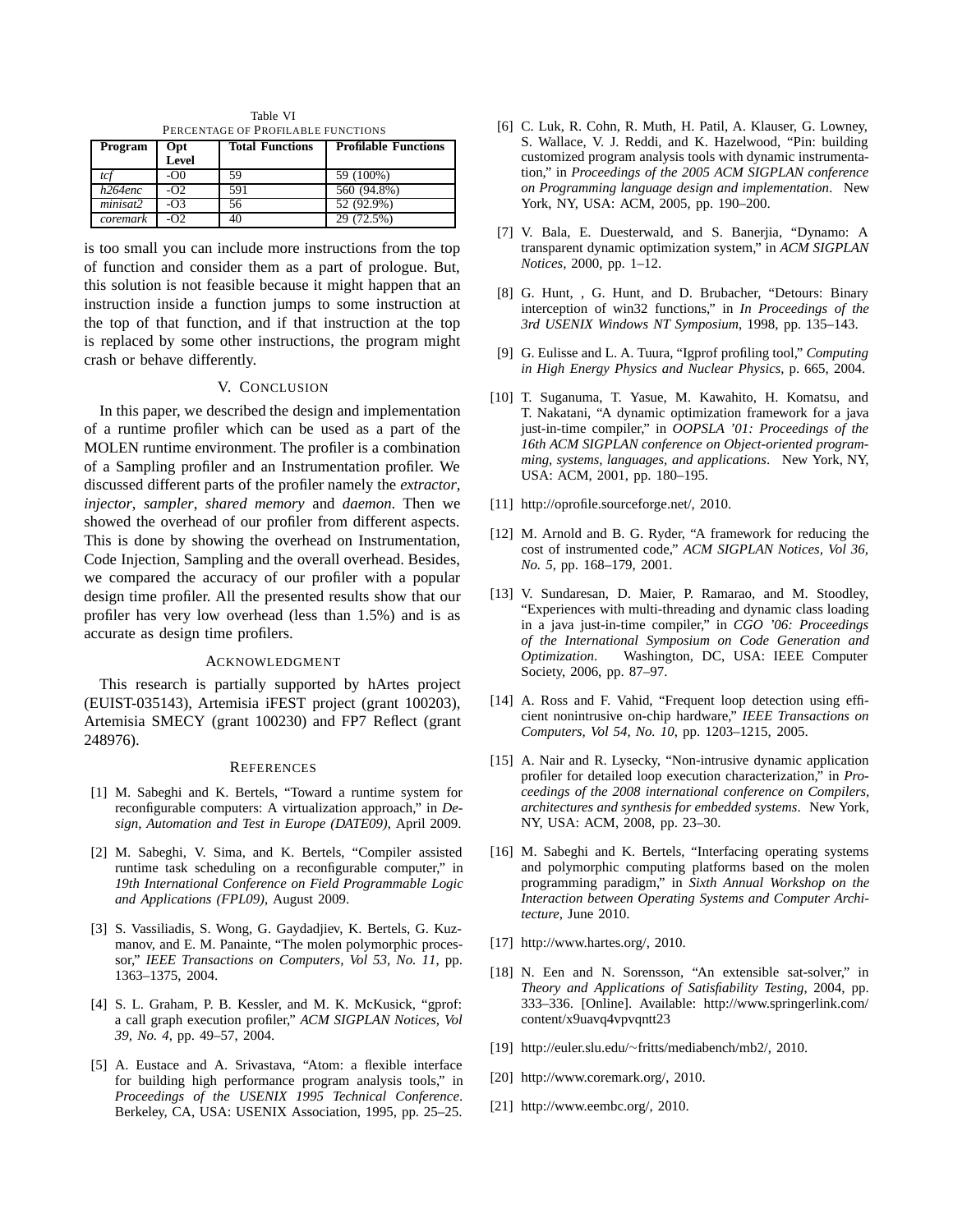Table VI
PERCENTAGE OF PROFILABLE FUNCTIONS

| Program | Opt Level | Total Functions | Profilable Functions |
|---|---|---|---|
| *tcf* | -O0 | 59 | 59 (100%) |
| *h264enc* | -O2 | 591 | 560 (94.8%) |
| *minisat2* | -O3 | 56 | 52 (92.9%) |
| *coremark* | -O2 | 40 | 29 (72.5%) |

is too small you can include more instructions from the top of function and consider them as a part of prologue. But, this solution is not feasible because it might happen that an instruction inside a function jumps to some instruction at the top of that function, and if that instruction at the top is replaced by some other instructions, the program might crash or behave differently.

## V. CONCLUSION

In this paper, we described the design and implementation of a runtime profiler which can be used as a part of the MOLEN runtime environment. The profiler is a combination of a Sampling profiler and an Instrumentation profiler. We discussed different parts of the profiler namely the *extractor*, *injector*, *sampler*, *shared memory* and *daemon*. Then we showed the overhead of our profiler from different aspects. This is done by showing the overhead on Instrumentation, Code Injection, Sampling and the overall overhead. Besides, we compared the accuracy of our profiler with a popular design time profiler. All the presented results show that our profiler has very low overhead (less than 1.5%) and is as accurate as design time profilers.

## ACKNOWLEDGMENT

This research is partially supported by hArtes project (EUIST-035143), Artemisia iFEST project (grant 100203), Artemisia SMECY (grant 100230) and FP7 Reflect (grant 248976).

## REFERENCES

[1] M. Sabeghi and K. Bertels, "Toward a runtime system for reconfigurable computers: A virtualization approach," in *Design, Automation and Test in Europe (DATE09)*, April 2009.

[2] M. Sabeghi, V. Sima, and K. Bertels, "Compiler assisted runtime task scheduling on a reconfigurable computer," in *19th International Conference on Field Programmable Logic and Applications (FPL09)*, August 2009.

[3] S. Vassiliadis, S. Wong, G. Gaydadjiev, K. Bertels, G. Kuzmanov, and E. M. Panainte, "The molen polymorphic processor," *IEEE Transactions on Computers, Vol 53, No. 11*, pp. 1363–1375, 2004.

[4] S. L. Graham, P. B. Kessler, and M. K. McKusick, "gprof: a call graph execution profiler," *ACM SIGPLAN Notices, Vol 39, No. 4*, pp. 49–57, 2004.

[5] A. Eustace and A. Srivastava, "Atom: a flexible interface for building high performance program analysis tools," in *Proceedings of the USENIX 1995 Technical Conference*. Berkeley, CA, USA: USENIX Association, 1995, pp. 25–25.

[6] C. Luk, R. Cohn, R. Muth, H. Patil, A. Klauser, G. Lowney, S. Wallace, V. J. Reddi, and K. Hazelwood, "Pin: building customized program analysis tools with dynamic instrumentation," in *Proceedings of the 2005 ACM SIGPLAN conference on Programming language design and implementation*. New York, NY, USA: ACM, 2005, pp. 190–200.

[7] V. Bala, E. Duesterwald, and S. Banerjia, "Dynamo: A transparent dynamic optimization system," in *ACM SIGPLAN Notices*, 2000, pp. 1–12.

[8] G. Hunt, , G. Hunt, and D. Brubacher, "Detours: Binary interception of win32 functions," in *In Proceedings of the 3rd USENIX Windows NT Symposium*, 1998, pp. 135–143.

[9] G. Eulisse and L. A. Tuura, "Igprof profiling tool," *Computing in High Energy Physics and Nuclear Physics*, p. 665, 2004.

[10] T. Suganuma, T. Yasue, M. Kawahito, H. Komatsu, and T. Nakatani, "A dynamic optimization framework for a java just-in-time compiler," in *OOPSLA '01: Proceedings of the 16th ACM SIGPLAN conference on Object-oriented programming, systems, languages, and applications*. New York, NY, USA: ACM, 2001, pp. 180–195.

[11] http://oprofile.sourceforge.net/, 2010.

[12] M. Arnold and B. G. Ryder, "A framework for reducing the cost of instrumented code," *ACM SIGPLAN Notices, Vol 36, No. 5*, pp. 168–179, 2001.

[13] V. Sundaresan, D. Maier, P. Ramarao, and M. Stoodley, "Experiences with multi-threading and dynamic class loading in a java just-in-time compiler," in *CGO '06: Proceedings of the International Symposium on Code Generation and Optimization*. Washington, DC, USA: IEEE Computer Society, 2006, pp. 87–97.

[14] A. Ross and F. Vahid, "Frequent loop detection using efficient nonintrusive on-chip hardware," *IEEE Transactions on Computers, Vol 54, No. 10*, pp. 1203–1215, 2005.

[15] A. Nair and R. Lysecky, "Non-intrusive dynamic application profiler for detailed loop execution characterization," in *Proceedings of the 2008 international conference on Compilers, architectures and synthesis for embedded systems*. New York, NY, USA: ACM, 2008, pp. 23–30.

[16] M. Sabeghi and K. Bertels, "Interfacing operating systems and polymorphic computing platforms based on the molen programming paradigm," in *Sixth Annual Workshop on the Interaction between Operating Systems and Computer Architecture*, June 2010.

[17] http://www.hartes.org/, 2010.

[18] N. Een and N. Sorensson, "An extensible sat-solver," in *Theory and Applications of Satisfiability Testing*, 2004, pp. 333–336. [Online]. Available: http://www.springerlink.com/content/x9uavq4vpvqntt23

[19] http://euler.slu.edu/~fritts/mediabench/mb2/, 2010.

[20] http://www.coremark.org/, 2010.

[21] http://www.eembc.org/, 2010.